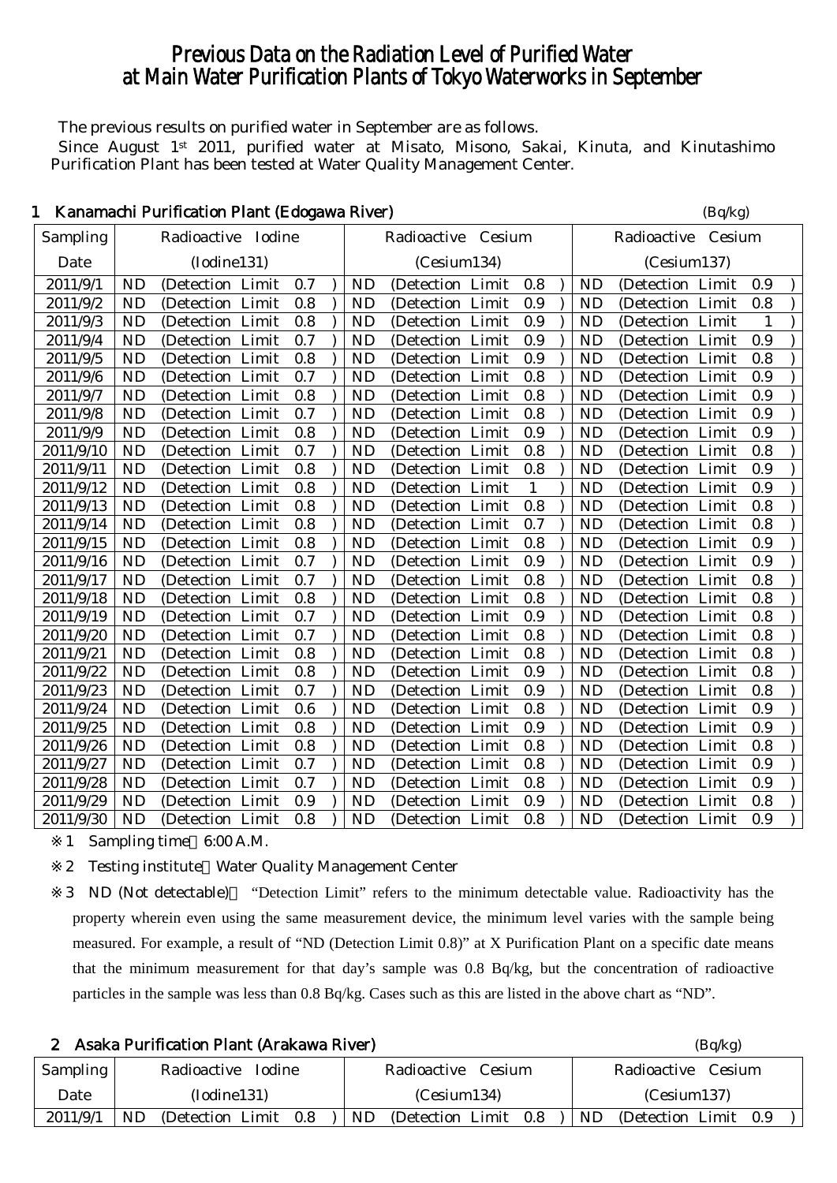# Previous Data on the Radiation Level of Purified Water at Main Water Purification Plants of Tokyo Waterworks in September

The previous results on purified water in September are as follows.

Since August 1st 2011, purified water at Misato, Misono, Sakai, Kinuta, and Kinutashimo Purification Plant has been tested at Water Quality Management Center.

## 1 Kanamachi Purification Plant (Edogawa River)

(Bq/kg)

| Sampling Date | Radioactive Iodine (Iodine131) | Radioactive Cesium (Cesium134) | Radioactive Cesium (Cesium137) |
|---|---|---|---|
| 2011/9/1 | ND (Detection Limit 0.7) | ND (Detection Limit 0.8) | ND (Detection Limit 0.9) |
| 2011/9/2 | ND (Detection Limit 0.8) | ND (Detection Limit 0.9) | ND (Detection Limit 0.8) |
| 2011/9/3 | ND (Detection Limit 0.8) | ND (Detection Limit 0.9) | ND (Detection Limit 1) |
| 2011/9/4 | ND (Detection Limit 0.7) | ND (Detection Limit 0.9) | ND (Detection Limit 0.9) |
| 2011/9/5 | ND (Detection Limit 0.8) | ND (Detection Limit 0.9) | ND (Detection Limit 0.8) |
| 2011/9/6 | ND (Detection Limit 0.7) | ND (Detection Limit 0.8) | ND (Detection Limit 0.9) |
| 2011/9/7 | ND (Detection Limit 0.8) | ND (Detection Limit 0.8) | ND (Detection Limit 0.9) |
| 2011/9/8 | ND (Detection Limit 0.7) | ND (Detection Limit 0.8) | ND (Detection Limit 0.9) |
| 2011/9/9 | ND (Detection Limit 0.8) | ND (Detection Limit 0.9) | ND (Detection Limit 0.9) |
| 2011/9/10 | ND (Detection Limit 0.7) | ND (Detection Limit 0.8) | ND (Detection Limit 0.8) |
| 2011/9/11 | ND (Detection Limit 0.8) | ND (Detection Limit 0.8) | ND (Detection Limit 0.9) |
| 2011/9/12 | ND (Detection Limit 0.8) | ND (Detection Limit 1) | ND (Detection Limit 0.9) |
| 2011/9/13 | ND (Detection Limit 0.8) | ND (Detection Limit 0.8) | ND (Detection Limit 0.8) |
| 2011/9/14 | ND (Detection Limit 0.8) | ND (Detection Limit 0.7) | ND (Detection Limit 0.8) |
| 2011/9/15 | ND (Detection Limit 0.8) | ND (Detection Limit 0.8) | ND (Detection Limit 0.9) |
| 2011/9/16 | ND (Detection Limit 0.7) | ND (Detection Limit 0.9) | ND (Detection Limit 0.9) |
| 2011/9/17 | ND (Detection Limit 0.7) | ND (Detection Limit 0.8) | ND (Detection Limit 0.8) |
| 2011/9/18 | ND (Detection Limit 0.8) | ND (Detection Limit 0.8) | ND (Detection Limit 0.8) |
| 2011/9/19 | ND (Detection Limit 0.7) | ND (Detection Limit 0.9) | ND (Detection Limit 0.8) |
| 2011/9/20 | ND (Detection Limit 0.7) | ND (Detection Limit 0.8) | ND (Detection Limit 0.8) |
| 2011/9/21 | ND (Detection Limit 0.8) | ND (Detection Limit 0.8) | ND (Detection Limit 0.8) |
| 2011/9/22 | ND (Detection Limit 0.8) | ND (Detection Limit 0.9) | ND (Detection Limit 0.8) |
| 2011/9/23 | ND (Detection Limit 0.7) | ND (Detection Limit 0.9) | ND (Detection Limit 0.8) |
| 2011/9/24 | ND (Detection Limit 0.6) | ND (Detection Limit 0.8) | ND (Detection Limit 0.9) |
| 2011/9/25 | ND (Detection Limit 0.8) | ND (Detection Limit 0.9) | ND (Detection Limit 0.9) |
| 2011/9/26 | ND (Detection Limit 0.8) | ND (Detection Limit 0.8) | ND (Detection Limit 0.8) |
| 2011/9/27 | ND (Detection Limit 0.7) | ND (Detection Limit 0.8) | ND (Detection Limit 0.9) |
| 2011/9/28 | ND (Detection Limit 0.7) | ND (Detection Limit 0.8) | ND (Detection Limit 0.9) |
| 2011/9/29 | ND (Detection Limit 0.9) | ND (Detection Limit 0.9) | ND (Detection Limit 0.8) |
| 2011/9/30 | ND (Detection Limit 0.8) | ND (Detection Limit 0.8) | ND (Detection Limit 0.9) |

※1 Sampling time 6:00 A.M.

※2 Testing institute Water Quality Management Center

※3 ND (Not detectable) "Detection Limit" refers to the minimum detectable value. Radioactivity has the property wherein even using the same measurement device, the minimum level varies with the sample being measured. For example, a result of "ND (Detection Limit 0.8)" at X Purification Plant on a specific date means that the minimum measurement for that day's sample was 0.8 Bq/kg, but the concentration of radioactive particles in the sample was less than 0.8 Bq/kg. Cases such as this are listed in the above chart as "ND".

## 2 Asaka Purification Plant (Arakawa River)

(Bq/kg)

| Sampling Date | Radioactive Iodine (Iodine131) | Radioactive Cesium (Cesium134) | Radioactive Cesium (Cesium137) |
|---|---|---|---|
| 2011/9/1 | ND (Detection Limit 0.8) | ND (Detection Limit 0.8) | ND (Detection Limit 0.9) |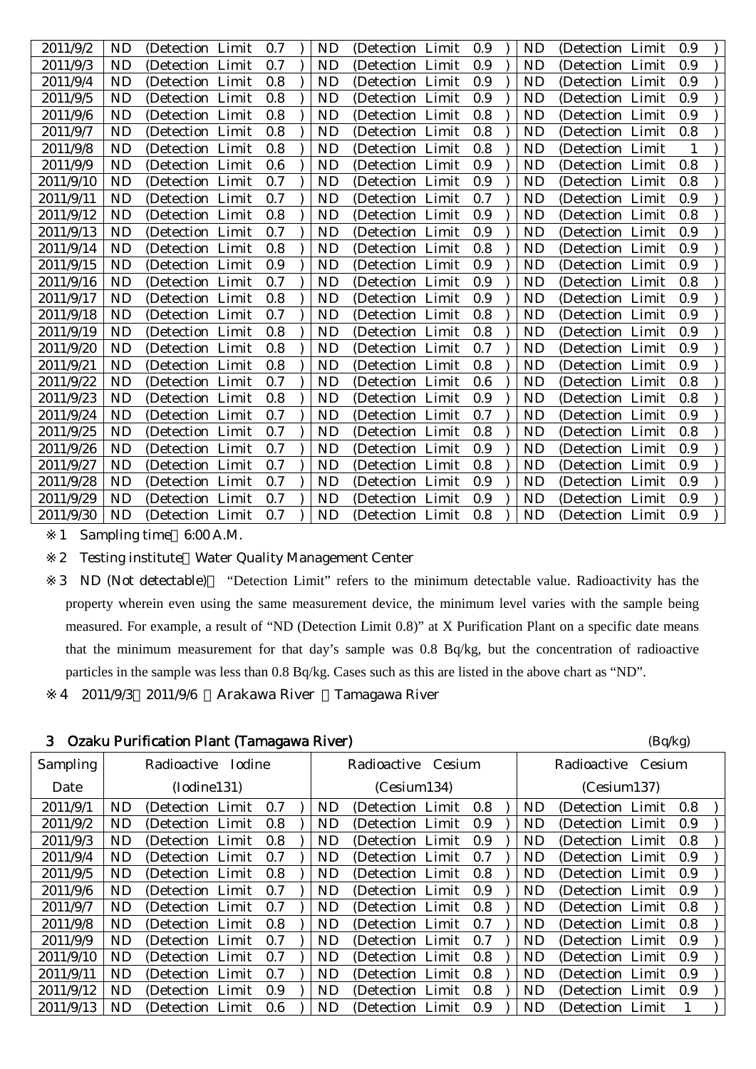| 2011/9/2 | ND | (Detection Limit 0.7 ) | ND | (Detection Limit 0.9 ) | ND | (Detection Limit 0.9 ) |
|---|---|---|---|---|---|---|
| 2011/9/3 | ND | (Detection Limit 0.7 ) | ND | (Detection Limit 0.9 ) | ND | (Detection Limit 0.9 ) |
| 2011/9/4 | ND | (Detection Limit 0.8 ) | ND | (Detection Limit 0.9 ) | ND | (Detection Limit 0.9 ) |
| 2011/9/5 | ND | (Detection Limit 0.8 ) | ND | (Detection Limit 0.9 ) | ND | (Detection Limit 0.9 ) |
| 2011/9/6 | ND | (Detection Limit 0.8 ) | ND | (Detection Limit 0.8 ) | ND | (Detection Limit 0.9 ) |
| 2011/9/7 | ND | (Detection Limit 0.8 ) | ND | (Detection Limit 0.8 ) | ND | (Detection Limit 0.8 ) |
| 2011/9/8 | ND | (Detection Limit 0.8 ) | ND | (Detection Limit 0.8 ) | ND | (Detection Limit 1 ) |
| 2011/9/9 | ND | (Detection Limit 0.6 ) | ND | (Detection Limit 0.9 ) | ND | (Detection Limit 0.8 ) |
| 2011/9/10 | ND | (Detection Limit 0.7 ) | ND | (Detection Limit 0.9 ) | ND | (Detection Limit 0.8 ) |
| 2011/9/11 | ND | (Detection Limit 0.7 ) | ND | (Detection Limit 0.7 ) | ND | (Detection Limit 0.9 ) |
| 2011/9/12 | ND | (Detection Limit 0.8 ) | ND | (Detection Limit 0.9 ) | ND | (Detection Limit 0.8 ) |
| 2011/9/13 | ND | (Detection Limit 0.7 ) | ND | (Detection Limit 0.9 ) | ND | (Detection Limit 0.9 ) |
| 2011/9/14 | ND | (Detection Limit 0.8 ) | ND | (Detection Limit 0.8 ) | ND | (Detection Limit 0.9 ) |
| 2011/9/15 | ND | (Detection Limit 0.9 ) | ND | (Detection Limit 0.9 ) | ND | (Detection Limit 0.9 ) |
| 2011/9/16 | ND | (Detection Limit 0.7 ) | ND | (Detection Limit 0.9 ) | ND | (Detection Limit 0.8 ) |
| 2011/9/17 | ND | (Detection Limit 0.8 ) | ND | (Detection Limit 0.9 ) | ND | (Detection Limit 0.9 ) |
| 2011/9/18 | ND | (Detection Limit 0.7 ) | ND | (Detection Limit 0.8 ) | ND | (Detection Limit 0.9 ) |
| 2011/9/19 | ND | (Detection Limit 0.8 ) | ND | (Detection Limit 0.8 ) | ND | (Detection Limit 0.9 ) |
| 2011/9/20 | ND | (Detection Limit 0.8 ) | ND | (Detection Limit 0.7 ) | ND | (Detection Limit 0.9 ) |
| 2011/9/21 | ND | (Detection Limit 0.8 ) | ND | (Detection Limit 0.8 ) | ND | (Detection Limit 0.9 ) |
| 2011/9/22 | ND | (Detection Limit 0.7 ) | ND | (Detection Limit 0.6 ) | ND | (Detection Limit 0.8 ) |
| 2011/9/23 | ND | (Detection Limit 0.8 ) | ND | (Detection Limit 0.9 ) | ND | (Detection Limit 0.8 ) |
| 2011/9/24 | ND | (Detection Limit 0.7 ) | ND | (Detection Limit 0.7 ) | ND | (Detection Limit 0.9 ) |
| 2011/9/25 | ND | (Detection Limit 0.7 ) | ND | (Detection Limit 0.8 ) | ND | (Detection Limit 0.8 ) |
| 2011/9/26 | ND | (Detection Limit 0.7 ) | ND | (Detection Limit 0.9 ) | ND | (Detection Limit 0.9 ) |
| 2011/9/27 | ND | (Detection Limit 0.7 ) | ND | (Detection Limit 0.8 ) | ND | (Detection Limit 0.9 ) |
| 2011/9/28 | ND | (Detection Limit 0.7 ) | ND | (Detection Limit 0.9 ) | ND | (Detection Limit 0.9 ) |
| 2011/9/29 | ND | (Detection Limit 0.7 ) | ND | (Detection Limit 0.9 ) | ND | (Detection Limit 0.9 ) |
| 2011/9/30 | ND | (Detection Limit 0.7 ) | ND | (Detection Limit 0.8 ) | ND | (Detection Limit 0.9 ) |

※1 Sampling time 6:00 A.M.

※2 Testing institute Water Quality Management Center

※3 ND (Not detectable) "Detection Limit" refers to the minimum detectable value. Radioactivity has the property wherein even using the same measurement device, the minimum level varies with the sample being measured. For example, a result of "ND (Detection Limit 0.8)" at X Purification Plant on a specific date means that the minimum measurement for that day's sample was 0.8 Bq/kg, but the concentration of radioactive particles in the sample was less than 0.8 Bq/kg. Cases such as this are listed in the above chart as "ND".

※4 2011/9/3 2011/9/6 Arakawa River Tamagawa River

## 3 Ozaku Purification Plant (Tamagawa River)

(Bq/kg)

| Sampling Date | Radioactive Iodine (Iodine131) | | Radioactive Cesium (Cesium134) | | Radioactive Cesium (Cesium137) | |
|---|---|---|---|---|---|---|
| 2011/9/1 | ND | (Detection Limit 0.7 ) | ND | (Detection Limit 0.8 ) | ND | (Detection Limit 0.8 ) |
| 2011/9/2 | ND | (Detection Limit 0.8 ) | ND | (Detection Limit 0.9 ) | ND | (Detection Limit 0.9 ) |
| 2011/9/3 | ND | (Detection Limit 0.8 ) | ND | (Detection Limit 0.9 ) | ND | (Detection Limit 0.8 ) |
| 2011/9/4 | ND | (Detection Limit 0.7 ) | ND | (Detection Limit 0.7 ) | ND | (Detection Limit 0.9 ) |
| 2011/9/5 | ND | (Detection Limit 0.8 ) | ND | (Detection Limit 0.8 ) | ND | (Detection Limit 0.9 ) |
| 2011/9/6 | ND | (Detection Limit 0.7 ) | ND | (Detection Limit 0.9 ) | ND | (Detection Limit 0.9 ) |
| 2011/9/7 | ND | (Detection Limit 0.7 ) | ND | (Detection Limit 0.8 ) | ND | (Detection Limit 0.8 ) |
| 2011/9/8 | ND | (Detection Limit 0.8 ) | ND | (Detection Limit 0.7 ) | ND | (Detection Limit 0.8 ) |
| 2011/9/9 | ND | (Detection Limit 0.7 ) | ND | (Detection Limit 0.7 ) | ND | (Detection Limit 0.9 ) |
| 2011/9/10 | ND | (Detection Limit 0.7 ) | ND | (Detection Limit 0.8 ) | ND | (Detection Limit 0.9 ) |
| 2011/9/11 | ND | (Detection Limit 0.7 ) | ND | (Detection Limit 0.8 ) | ND | (Detection Limit 0.9 ) |
| 2011/9/12 | ND | (Detection Limit 0.9 ) | ND | (Detection Limit 0.8 ) | ND | (Detection Limit 0.9 ) |
| 2011/9/13 | ND | (Detection Limit 0.6 ) | ND | (Detection Limit 0.9 ) | ND | (Detection Limit 1 ) |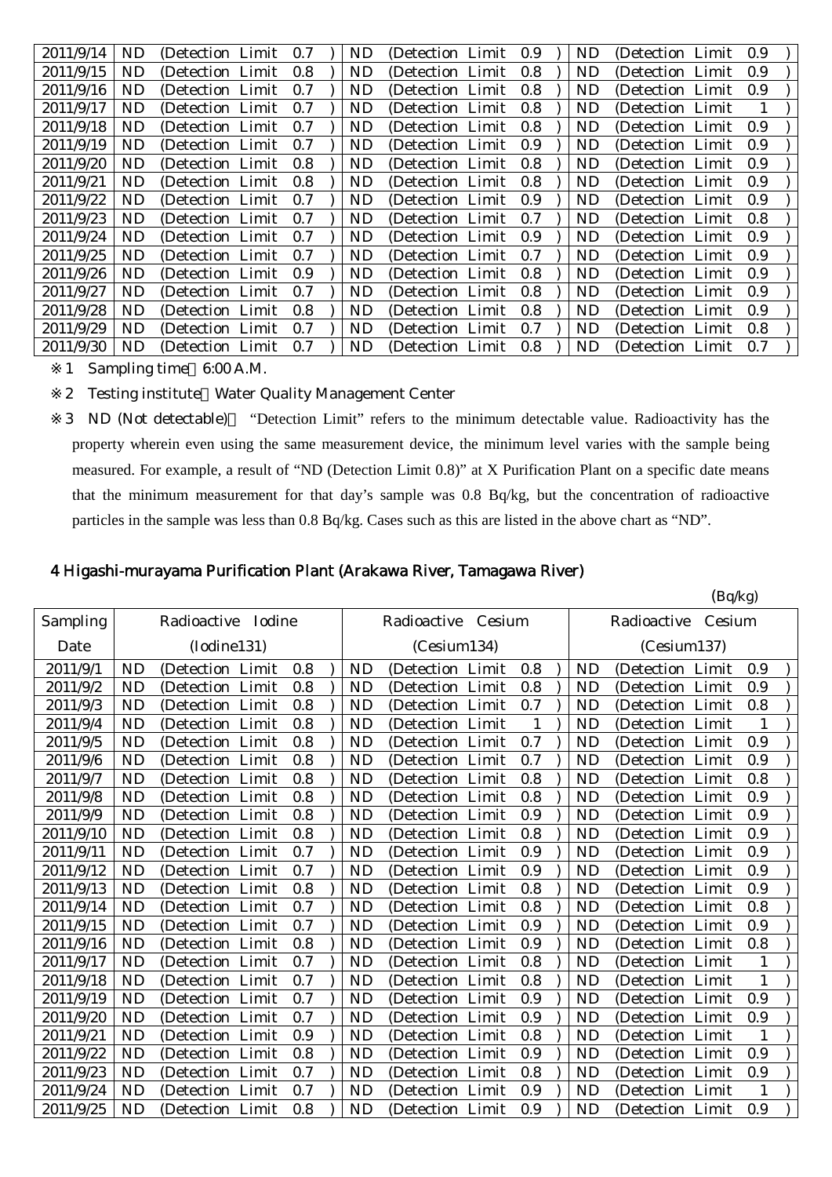| 2011/9/14 | ND (Detection Limit 0.7) | ND (Detection Limit 0.9) | ND (Detection Limit 0.9) |
|---|---|---|---|
| 2011/9/15 | ND (Detection Limit 0.8) | ND (Detection Limit 0.8) | ND (Detection Limit 0.9) |
| 2011/9/16 | ND (Detection Limit 0.7) | ND (Detection Limit 0.8) | ND (Detection Limit 0.9) |
| 2011/9/17 | ND (Detection Limit 0.7) | ND (Detection Limit 0.8) | ND (Detection Limit 1) |
| 2011/9/18 | ND (Detection Limit 0.7) | ND (Detection Limit 0.8) | ND (Detection Limit 0.9) |
| 2011/9/19 | ND (Detection Limit 0.7) | ND (Detection Limit 0.9) | ND (Detection Limit 0.9) |
| 2011/9/20 | ND (Detection Limit 0.8) | ND (Detection Limit 0.8) | ND (Detection Limit 0.9) |
| 2011/9/21 | ND (Detection Limit 0.8) | ND (Detection Limit 0.8) | ND (Detection Limit 0.9) |
| 2011/9/22 | ND (Detection Limit 0.7) | ND (Detection Limit 0.9) | ND (Detection Limit 0.9) |
| 2011/9/23 | ND (Detection Limit 0.7) | ND (Detection Limit 0.7) | ND (Detection Limit 0.8) |
| 2011/9/24 | ND (Detection Limit 0.7) | ND (Detection Limit 0.9) | ND (Detection Limit 0.9) |
| 2011/9/25 | ND (Detection Limit 0.7) | ND (Detection Limit 0.7) | ND (Detection Limit 0.9) |
| 2011/9/26 | ND (Detection Limit 0.9) | ND (Detection Limit 0.8) | ND (Detection Limit 0.9) |
| 2011/9/27 | ND (Detection Limit 0.7) | ND (Detection Limit 0.8) | ND (Detection Limit 0.9) |
| 2011/9/28 | ND (Detection Limit 0.8) | ND (Detection Limit 0.8) | ND (Detection Limit 0.9) |
| 2011/9/29 | ND (Detection Limit 0.7) | ND (Detection Limit 0.7) | ND (Detection Limit 0.8) |
| 2011/9/30 | ND (Detection Limit 0.7) | ND (Detection Limit 0.8) | ND (Detection Limit 0.7) |

※1 Sampling time 6:00 A.M.

※2 Testing institute Water Quality Management Center

※3 ND (Not detectable) "Detection Limit" refers to the minimum detectable value. Radioactivity has the property wherein even using the same measurement device, the minimum level varies with the sample being measured. For example, a result of "ND (Detection Limit 0.8)" at X Purification Plant on a specific date means that the minimum measurement for that day's sample was 0.8 Bq/kg, but the concentration of radioactive particles in the sample was less than 0.8 Bq/kg. Cases such as this are listed in the above chart as "ND".

## 4 Higashi-murayama Purification Plant (Arakawa River, Tamagawa River)

(Bq/kg)

| Sampling Date | Radioactive Iodine (Iodine131) | Radioactive Cesium (Cesium134) | Radioactive Cesium (Cesium137) |
|---|---|---|---|
| 2011/9/1 | ND (Detection Limit 0.8) | ND (Detection Limit 0.8) | ND (Detection Limit 0.9) |
| 2011/9/2 | ND (Detection Limit 0.8) | ND (Detection Limit 0.8) | ND (Detection Limit 0.9) |
| 2011/9/3 | ND (Detection Limit 0.8) | ND (Detection Limit 0.7) | ND (Detection Limit 0.8) |
| 2011/9/4 | ND (Detection Limit 0.8) | ND (Detection Limit 1) | ND (Detection Limit 1) |
| 2011/9/5 | ND (Detection Limit 0.8) | ND (Detection Limit 0.7) | ND (Detection Limit 0.9) |
| 2011/9/6 | ND (Detection Limit 0.8) | ND (Detection Limit 0.7) | ND (Detection Limit 0.9) |
| 2011/9/7 | ND (Detection Limit 0.8) | ND (Detection Limit 0.8) | ND (Detection Limit 0.8) |
| 2011/9/8 | ND (Detection Limit 0.8) | ND (Detection Limit 0.8) | ND (Detection Limit 0.9) |
| 2011/9/9 | ND (Detection Limit 0.8) | ND (Detection Limit 0.9) | ND (Detection Limit 0.9) |
| 2011/9/10 | ND (Detection Limit 0.8) | ND (Detection Limit 0.8) | ND (Detection Limit 0.9) |
| 2011/9/11 | ND (Detection Limit 0.7) | ND (Detection Limit 0.9) | ND (Detection Limit 0.9) |
| 2011/9/12 | ND (Detection Limit 0.7) | ND (Detection Limit 0.9) | ND (Detection Limit 0.9) |
| 2011/9/13 | ND (Detection Limit 0.8) | ND (Detection Limit 0.8) | ND (Detection Limit 0.9) |
| 2011/9/14 | ND (Detection Limit 0.7) | ND (Detection Limit 0.8) | ND (Detection Limit 0.8) |
| 2011/9/15 | ND (Detection Limit 0.7) | ND (Detection Limit 0.9) | ND (Detection Limit 0.9) |
| 2011/9/16 | ND (Detection Limit 0.8) | ND (Detection Limit 0.9) | ND (Detection Limit 0.8) |
| 2011/9/17 | ND (Detection Limit 0.7) | ND (Detection Limit 0.8) | ND (Detection Limit 1) |
| 2011/9/18 | ND (Detection Limit 0.7) | ND (Detection Limit 0.8) | ND (Detection Limit 1) |
| 2011/9/19 | ND (Detection Limit 0.7) | ND (Detection Limit 0.9) | ND (Detection Limit 0.9) |
| 2011/9/20 | ND (Detection Limit 0.7) | ND (Detection Limit 0.9) | ND (Detection Limit 0.9) |
| 2011/9/21 | ND (Detection Limit 0.9) | ND (Detection Limit 0.8) | ND (Detection Limit 1) |
| 2011/9/22 | ND (Detection Limit 0.8) | ND (Detection Limit 0.9) | ND (Detection Limit 0.9) |
| 2011/9/23 | ND (Detection Limit 0.7) | ND (Detection Limit 0.8) | ND (Detection Limit 0.9) |
| 2011/9/24 | ND (Detection Limit 0.7) | ND (Detection Limit 0.9) | ND (Detection Limit 1) |
| 2011/9/25 | ND (Detection Limit 0.8) | ND (Detection Limit 0.9) | ND (Detection Limit 0.9) |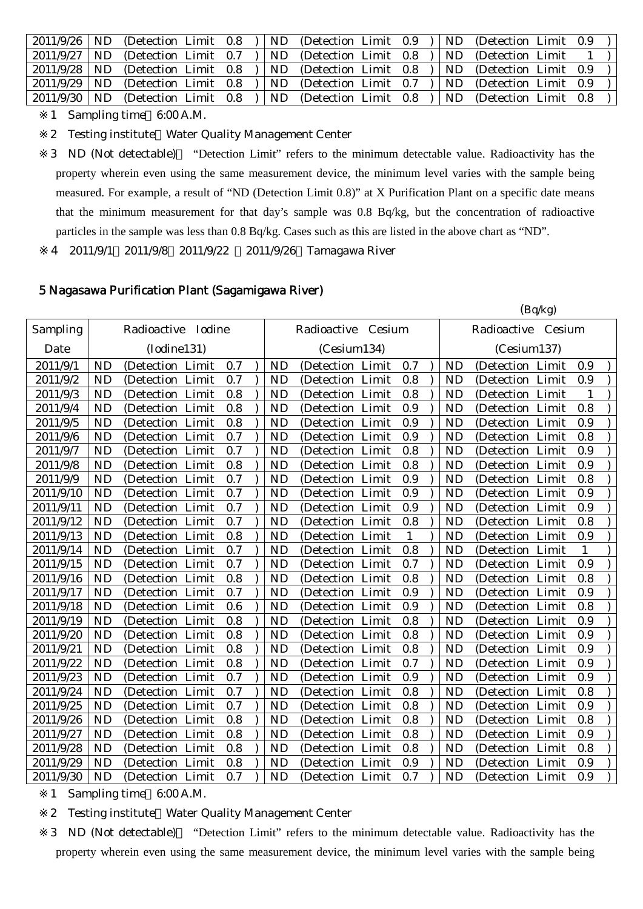| | | | |
|---|---|---|---|
| 2011/9/26 | ND (Detection Limit 0.8 ) | ND (Detection Limit 0.9 ) | ND (Detection Limit 0.9 ) |
| 2011/9/27 | ND (Detection Limit 0.7 ) | ND (Detection Limit 0.8 ) | ND (Detection Limit 1 ) |
| 2011/9/28 | ND (Detection Limit 0.8 ) | ND (Detection Limit 0.8 ) | ND (Detection Limit 0.9 ) |
| 2011/9/29 | ND (Detection Limit 0.8 ) | ND (Detection Limit 0.7 ) | ND (Detection Limit 0.9 ) |
| 2011/9/30 | ND (Detection Limit 0.8 ) | ND (Detection Limit 0.8 ) | ND (Detection Limit 0.8 ) |

※1 Sampling time 6:00 A.M.

※2 Testing institute Water Quality Management Center

※3 ND (Not detectable) "Detection Limit" refers to the minimum detectable value. Radioactivity has the property wherein even using the same measurement device, the minimum level varies with the sample being measured. For example, a result of "ND (Detection Limit 0.8)" at X Purification Plant on a specific date means that the minimum measurement for that day's sample was 0.8 Bq/kg, but the concentration of radioactive particles in the sample was less than 0.8 Bq/kg. Cases such as this are listed in the above chart as "ND".

※4 2011/9/1 2011/9/8 2011/9/22 2011/9/26 Tamagawa River

## 5 Nagasawa Purification Plant (Sagamigawa River)

(Bq/kg)

| Sampling Date | Radioactive Iodine (Iodine131) | Radioactive Cesium (Cesium134) | Radioactive Cesium (Cesium137) |
|---|---|---|---|
| 2011/9/1 | ND (Detection Limit 0.7 ) | ND (Detection Limit 0.7 ) | ND (Detection Limit 0.9 ) |
| 2011/9/2 | ND (Detection Limit 0.7 ) | ND (Detection Limit 0.8 ) | ND (Detection Limit 0.9 ) |
| 2011/9/3 | ND (Detection Limit 0.8 ) | ND (Detection Limit 0.8 ) | ND (Detection Limit 1 ) |
| 2011/9/4 | ND (Detection Limit 0.8 ) | ND (Detection Limit 0.9 ) | ND (Detection Limit 0.8 ) |
| 2011/9/5 | ND (Detection Limit 0.8 ) | ND (Detection Limit 0.9 ) | ND (Detection Limit 0.9 ) |
| 2011/9/6 | ND (Detection Limit 0.7 ) | ND (Detection Limit 0.9 ) | ND (Detection Limit 0.8 ) |
| 2011/9/7 | ND (Detection Limit 0.7 ) | ND (Detection Limit 0.8 ) | ND (Detection Limit 0.9 ) |
| 2011/9/8 | ND (Detection Limit 0.8 ) | ND (Detection Limit 0.8 ) | ND (Detection Limit 0.9 ) |
| 2011/9/9 | ND (Detection Limit 0.7 ) | ND (Detection Limit 0.9 ) | ND (Detection Limit 0.8 ) |
| 2011/9/10 | ND (Detection Limit 0.7 ) | ND (Detection Limit 0.9 ) | ND (Detection Limit 0.9 ) |
| 2011/9/11 | ND (Detection Limit 0.7 ) | ND (Detection Limit 0.9 ) | ND (Detection Limit 0.9 ) |
| 2011/9/12 | ND (Detection Limit 0.7 ) | ND (Detection Limit 0.8 ) | ND (Detection Limit 0.8 ) |
| 2011/9/13 | ND (Detection Limit 0.8 ) | ND (Detection Limit 1 ) | ND (Detection Limit 0.9 ) |
| 2011/9/14 | ND (Detection Limit 0.7 ) | ND (Detection Limit 0.8 ) | ND (Detection Limit 1 ) |
| 2011/9/15 | ND (Detection Limit 0.7 ) | ND (Detection Limit 0.7 ) | ND (Detection Limit 0.9 ) |
| 2011/9/16 | ND (Detection Limit 0.8 ) | ND (Detection Limit 0.8 ) | ND (Detection Limit 0.8 ) |
| 2011/9/17 | ND (Detection Limit 0.7 ) | ND (Detection Limit 0.9 ) | ND (Detection Limit 0.9 ) |
| 2011/9/18 | ND (Detection Limit 0.6 ) | ND (Detection Limit 0.9 ) | ND (Detection Limit 0.8 ) |
| 2011/9/19 | ND (Detection Limit 0.8 ) | ND (Detection Limit 0.8 ) | ND (Detection Limit 0.9 ) |
| 2011/9/20 | ND (Detection Limit 0.8 ) | ND (Detection Limit 0.8 ) | ND (Detection Limit 0.9 ) |
| 2011/9/21 | ND (Detection Limit 0.8 ) | ND (Detection Limit 0.8 ) | ND (Detection Limit 0.9 ) |
| 2011/9/22 | ND (Detection Limit 0.8 ) | ND (Detection Limit 0.7 ) | ND (Detection Limit 0.9 ) |
| 2011/9/23 | ND (Detection Limit 0.7 ) | ND (Detection Limit 0.9 ) | ND (Detection Limit 0.9 ) |
| 2011/9/24 | ND (Detection Limit 0.7 ) | ND (Detection Limit 0.8 ) | ND (Detection Limit 0.8 ) |
| 2011/9/25 | ND (Detection Limit 0.7 ) | ND (Detection Limit 0.8 ) | ND (Detection Limit 0.9 ) |
| 2011/9/26 | ND (Detection Limit 0.8 ) | ND (Detection Limit 0.8 ) | ND (Detection Limit 0.8 ) |
| 2011/9/27 | ND (Detection Limit 0.8 ) | ND (Detection Limit 0.8 ) | ND (Detection Limit 0.9 ) |
| 2011/9/28 | ND (Detection Limit 0.8 ) | ND (Detection Limit 0.8 ) | ND (Detection Limit 0.8 ) |
| 2011/9/29 | ND (Detection Limit 0.8 ) | ND (Detection Limit 0.9 ) | ND (Detection Limit 0.9 ) |
| 2011/9/30 | ND (Detection Limit 0.7 ) | ND (Detection Limit 0.7 ) | ND (Detection Limit 0.9 ) |

※1 Sampling time 6:00 A.M.

※2 Testing institute Water Quality Management Center

※3 ND (Not detectable) "Detection Limit" refers to the minimum detectable value. Radioactivity has the property wherein even using the same measurement device, the minimum level varies with the sample being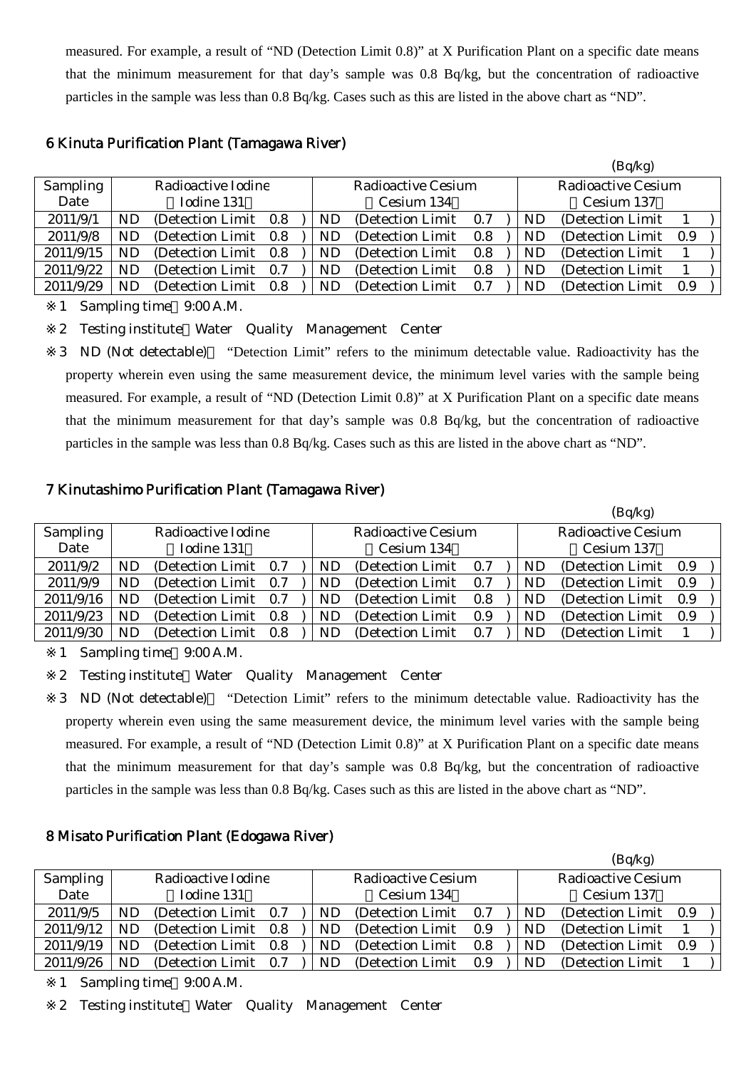measured. For example, a result of "ND (Detection Limit 0.8)" at X Purification Plant on a specific date means that the minimum measurement for that day's sample was 0.8 Bq/kg, but the concentration of radioactive particles in the sample was less than 0.8 Bq/kg. Cases such as this are listed in the above chart as "ND".

## 6 Kinuta Purification Plant (Tamagawa River)

(Bq/kg)

| Sampling Date | Radioactive Iodine (Iodine 131) | Radioactive Cesium (Cesium 134) | Radioactive Cesium (Cesium 137) |
|---|---|---|---|
| 2011/9/1 | ND (Detection Limit 0.8) | ND (Detection Limit 0.7) | ND (Detection Limit 1) |
| 2011/9/8 | ND (Detection Limit 0.8) | ND (Detection Limit 0.8) | ND (Detection Limit 0.9) |
| 2011/9/15 | ND (Detection Limit 0.8) | ND (Detection Limit 0.8) | ND (Detection Limit 1) |
| 2011/9/22 | ND (Detection Limit 0.7) | ND (Detection Limit 0.8) | ND (Detection Limit 1) |
| 2011/9/29 | ND (Detection Limit 0.8) | ND (Detection Limit 0.7) | ND (Detection Limit 0.9) |

※1 Sampling time 9:00 A.M.

※2 Testing institute Water Quality Management Center

※3 ND (Not detectable) "Detection Limit" refers to the minimum detectable value. Radioactivity has the property wherein even using the same measurement device, the minimum level varies with the sample being measured. For example, a result of "ND (Detection Limit 0.8)" at X Purification Plant on a specific date means that the minimum measurement for that day's sample was 0.8 Bq/kg, but the concentration of radioactive particles in the sample was less than 0.8 Bq/kg. Cases such as this are listed in the above chart as "ND".

## 7 Kinutashimo Purification Plant (Tamagawa River)

(Bq/kg)

| Sampling Date | Radioactive Iodine (Iodine 131) | Radioactive Cesium (Cesium 134) | Radioactive Cesium (Cesium 137) |
|---|---|---|---|
| 2011/9/2 | ND (Detection Limit 0.7) | ND (Detection Limit 0.7) | ND (Detection Limit 0.9) |
| 2011/9/9 | ND (Detection Limit 0.7) | ND (Detection Limit 0.7) | ND (Detection Limit 0.9) |
| 2011/9/16 | ND (Detection Limit 0.7) | ND (Detection Limit 0.8) | ND (Detection Limit 0.9) |
| 2011/9/23 | ND (Detection Limit 0.8) | ND (Detection Limit 0.9) | ND (Detection Limit 0.9) |
| 2011/9/30 | ND (Detection Limit 0.8) | ND (Detection Limit 0.7) | ND (Detection Limit 1) |

※1 Sampling time 9:00 A.M.

※2 Testing institute Water Quality Management Center

※3 ND (Not detectable) "Detection Limit" refers to the minimum detectable value. Radioactivity has the property wherein even using the same measurement device, the minimum level varies with the sample being measured. For example, a result of "ND (Detection Limit 0.8)" at X Purification Plant on a specific date means that the minimum measurement for that day's sample was 0.8 Bq/kg, but the concentration of radioactive particles in the sample was less than 0.8 Bq/kg. Cases such as this are listed in the above chart as "ND".

## 8 Misato Purification Plant (Edogawa River)

(Bq/kg)

| Sampling Date | Radioactive Iodine (Iodine 131) | Radioactive Cesium (Cesium 134) | Radioactive Cesium (Cesium 137) |
|---|---|---|---|
| 2011/9/5 | ND (Detection Limit 0.7) | ND (Detection Limit 0.7) | ND (Detection Limit 0.9) |
| 2011/9/12 | ND (Detection Limit 0.8) | ND (Detection Limit 0.9) | ND (Detection Limit 1) |
| 2011/9/19 | ND (Detection Limit 0.8) | ND (Detection Limit 0.8) | ND (Detection Limit 0.9) |
| 2011/9/26 | ND (Detection Limit 0.7) | ND (Detection Limit 0.9) | ND (Detection Limit 1) |

※1 Sampling time 9:00 A.M.

※2 Testing institute Water Quality Management Center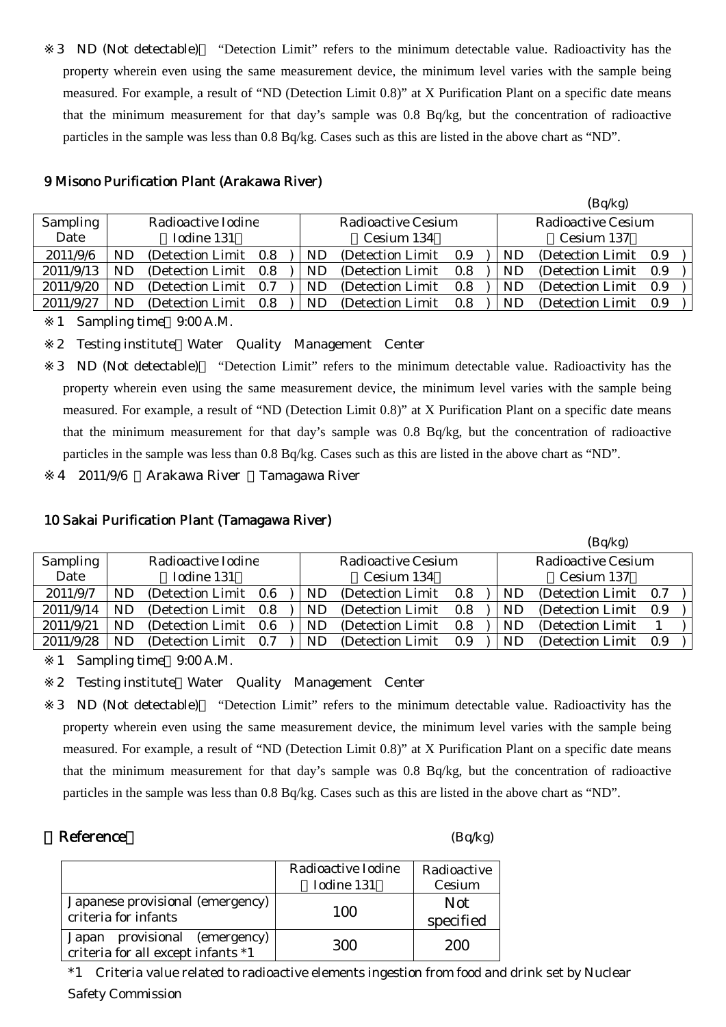※3　ND (Not detectable)　"Detection Limit" refers to the minimum detectable value. Radioactivity has the property wherein even using the same measurement device, the minimum level varies with the sample being measured. For example, a result of "ND (Detection Limit 0.8)" at X Purification Plant on a specific date means that the minimum measurement for that day's sample was 0.8 Bq/kg, but the concentration of radioactive particles in the sample was less than 0.8 Bq/kg. Cases such as this are listed in the above chart as "ND".

## 9 Misono Purification Plant (Arakawa River)

(Bq/kg)

| Sampling Date | Radioactive Iodine (Iodine 131) | Radioactive Cesium (Cesium 134) | Radioactive Cesium (Cesium 137) |
|---|---|---|---|
| 2011/9/6 | ND (Detection Limit 0.8) | ND (Detection Limit 0.9) | ND (Detection Limit 0.9) |
| 2011/9/13 | ND (Detection Limit 0.8) | ND (Detection Limit 0.8) | ND (Detection Limit 0.9) |
| 2011/9/20 | ND (Detection Limit 0.7) | ND (Detection Limit 0.8) | ND (Detection Limit 0.9) |
| 2011/9/27 | ND (Detection Limit 0.8) | ND (Detection Limit 0.8) | ND (Detection Limit 0.9) |

※1　Sampling time　9:00 A.M.

※2　Testing institute　Water　Quality　Management　Center

※3　ND (Not detectable)　"Detection Limit" refers to the minimum detectable value. Radioactivity has the property wherein even using the same measurement device, the minimum level varies with the sample being measured. For example, a result of "ND (Detection Limit 0.8)" at X Purification Plant on a specific date means that the minimum measurement for that day's sample was 0.8 Bq/kg, but the concentration of radioactive particles in the sample was less than 0.8 Bq/kg. Cases such as this are listed in the above chart as "ND".

※4　2011/9/6　Arakawa River　Tamagawa River

## 10 Sakai Purification Plant (Tamagawa River)

(Bq/kg)

| Sampling Date | Radioactive Iodine (Iodine 131) | Radioactive Cesium (Cesium 134) | Radioactive Cesium (Cesium 137) |
|---|---|---|---|
| 2011/9/7 | ND (Detection Limit 0.6) | ND (Detection Limit 0.8) | ND (Detection Limit 0.7) |
| 2011/9/14 | ND (Detection Limit 0.8) | ND (Detection Limit 0.8) | ND (Detection Limit 0.9) |
| 2011/9/21 | ND (Detection Limit 0.6) | ND (Detection Limit 0.8) | ND (Detection Limit 1) |
| 2011/9/28 | ND (Detection Limit 0.7) | ND (Detection Limit 0.9) | ND (Detection Limit 0.9) |

※1　Sampling time　9:00 A.M.

※2　Testing institute　Water　Quality　Management　Center

※3　ND (Not detectable)　"Detection Limit" refers to the minimum detectable value. Radioactivity has the property wherein even using the same measurement device, the minimum level varies with the sample being measured. For example, a result of "ND (Detection Limit 0.8)" at X Purification Plant on a specific date means that the minimum measurement for that day's sample was 0.8 Bq/kg, but the concentration of radioactive particles in the sample was less than 0.8 Bq/kg. Cases such as this are listed in the above chart as "ND".

## Reference

(Bq/kg)

| | Radioactive Iodine (Iodine 131) | Radioactive Cesium |
|---|---|---|
| Japanese provisional (emergency) criteria for infants | 100 | Not specified |
| Japan provisional (emergency) criteria for all except infants *1 | 300 | 200 |

*1　Criteria value related to radioactive elements ingestion from food and drink set by Nuclear Safety Commission